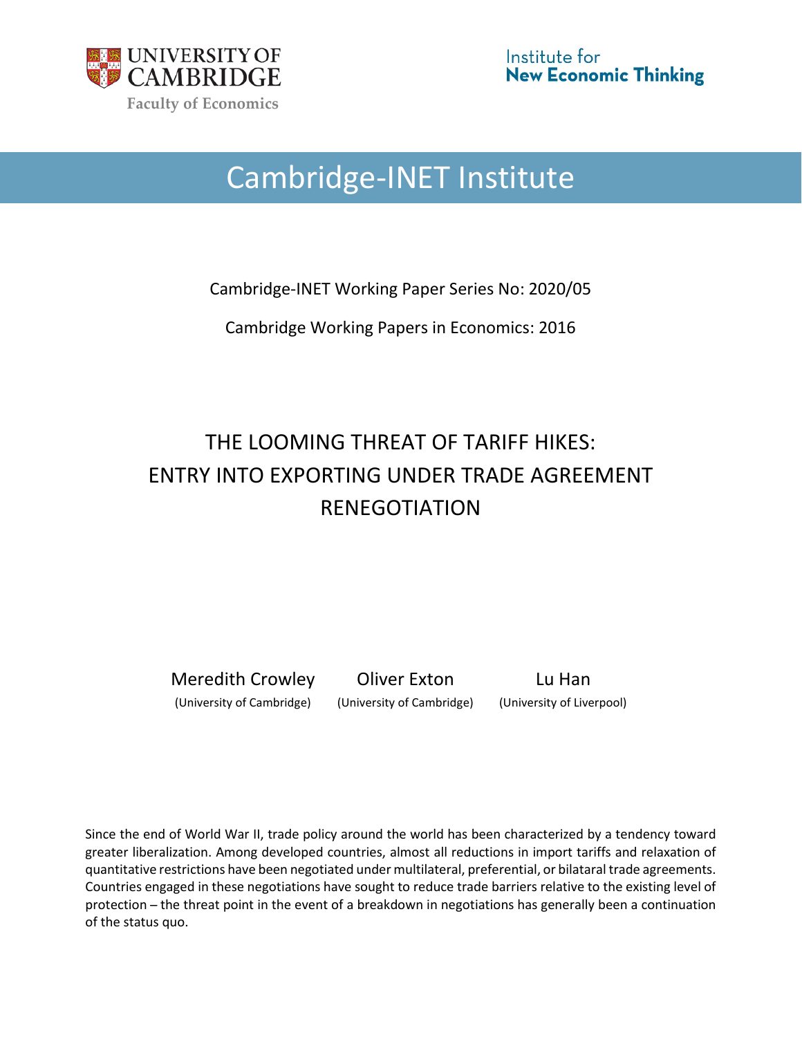UNIVERSITY OF CAMBRIDGE

Faculty of Economics

Institute for **New Economic Thinking**

# Cambridge-INET Institute

Cambridge-INET Working Paper Series No: 2020/05

Cambridge Working Papers in Economics: 2016

## THE LOOMING THREAT OF TARIFF HIKES: ENTRY INTO EXPORTING UNDER TRADE AGREEMENT RENEGOTIATION

| Meredith Crowley | Oliver Exton | Lu Han |
|---|---|---|
| (University of Cambridge) | (University of Cambridge) | (University of Liverpool) |

Since the end of World War II, trade policy around the world has been characterized by a tendency toward greater liberalization. Among developed countries, almost all reductions in import tariffs and relaxation of quantitative restrictions have been negotiated under multilateral, preferential, or bilataral trade agreements. Countries engaged in these negotiations have sought to reduce trade barriers relative to the existing level of protection – the threat point in the event of a breakdown in negotiations has generally been a continuation of the status quo.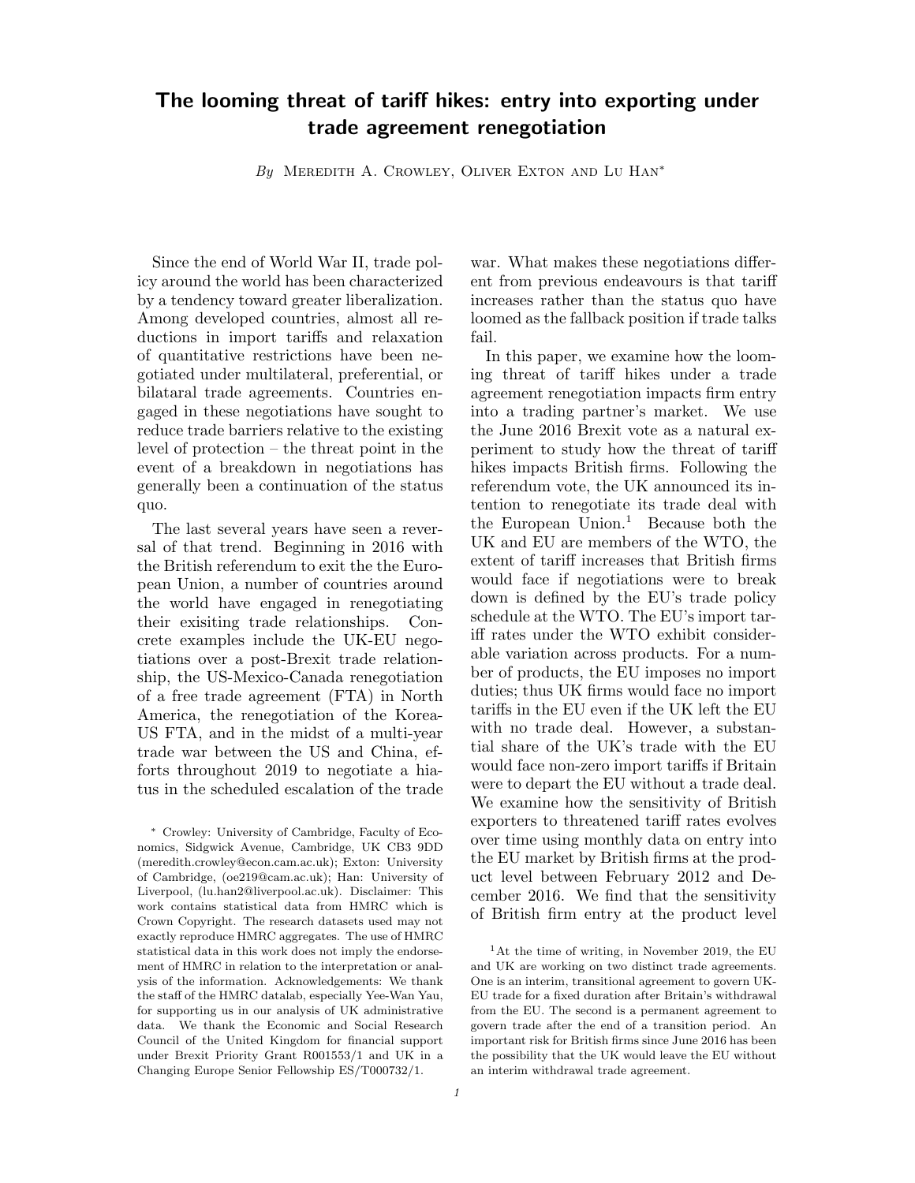# The looming threat of tariff hikes: entry into exporting under trade agreement renegotiation

*By* Meredith A. Crowley, Oliver Exton and Lu Han*

Since the end of World War II, trade policy around the world has been characterized by a tendency toward greater liberalization. Among developed countries, almost all reductions in import tariffs and relaxation of quantitative restrictions have been negotiated under multilateral, preferential, or bilatarал trade agreements. Countries engaged in these negotiations have sought to reduce trade barriers relative to the existing level of protection – the threat point in the event of a breakdown in negotiations has generally been a continuation of the status quo.

The last several years have seen a reversal of that trend. Beginning in 2016 with the British referendum to exit the the European Union, a number of countries around the world have engaged in renegotiating their exisiting trade relationships. Concrete examples include the UK-EU negotiations over a post-Brexit trade relationship, the US-Mexico-Canada renegotiation of a free trade agreement (FTA) in North America, the renegotiation of the Korea-US FTA, and in the midst of a multi-year trade war between the US and China, efforts throughout 2019 to negotiate a hiatus in the scheduled escalation of the trade war. What makes these negotiations different from previous endeavours is that tariff increases rather than the status quo have loomed as the fallback position if trade talks fail.

In this paper, we examine how the looming threat of tariff hikes under a trade agreement renegotiation impacts firm entry into a trading partner's market. We use the June 2016 Brexit vote as a natural experiment to study how the threat of tariff hikes impacts British firms. Following the referendum vote, the UK announced its intention to renegotiate its trade deal with the European Union.[1] Because both the UK and EU are members of the WTO, the extent of tariff increases that British firms would face if negotiations were to break down is defined by the EU's trade policy schedule at the WTO. The EU's import tariff rates under the WTO exhibit considerable variation across products. For a number of products, the EU imposes no import duties; thus UK firms would face no import tariffs in the EU even if the UK left the EU with no trade deal. However, a substantial share of the UK's trade with the EU would face non-zero import tariffs if Britain were to depart the EU without a trade deal. We examine how the sensitivity of British exporters to threatened tariff rates evolves over time using monthly data on entry into the EU market by British firms at the product level between February 2012 and December 2016. We find that the sensitivity of British firm entry at the product level

\* Crowley: University of Cambridge, Faculty of Economics, Sidgwick Avenue, Cambridge, UK CB3 9DD (meredith.crowley@econ.cam.ac.uk); Exton: University of Cambridge, (oe219@cam.ac.uk); Han: University of Liverpool, (lu.han2@liverpool.ac.uk). Disclaimer: This work contains statistical data from HMRC which is Crown Copyright. The research datasets used may not exactly reproduce HMRC aggregates. The use of HMRC statistical data in this work does not imply the endorsement of HMRC in relation to the interpretation or analysis of the information. Acknowledgements: We thank the staff of the HMRC datalab, especially Yee-Wan Yau, for supporting us in our analysis of UK administrative data. We thank the Economic and Social Research Council of the United Kingdom for financial support under Brexit Priority Grant R001553/1 and UK in a Changing Europe Senior Fellowship ES/T000732/1.

[1] At the time of writing, in November 2019, the EU and UK are working on two distinct trade agreements. One is an interim, transitional agreement to govern UK-EU trade for a fixed duration after Britain's withdrawal from the EU. The second is a permanent agreement to govern trade after the end of a transition period. An important risk for British firms since June 2016 has been the possibility that the UK would leave the EU without an interim withdrawal trade agreement.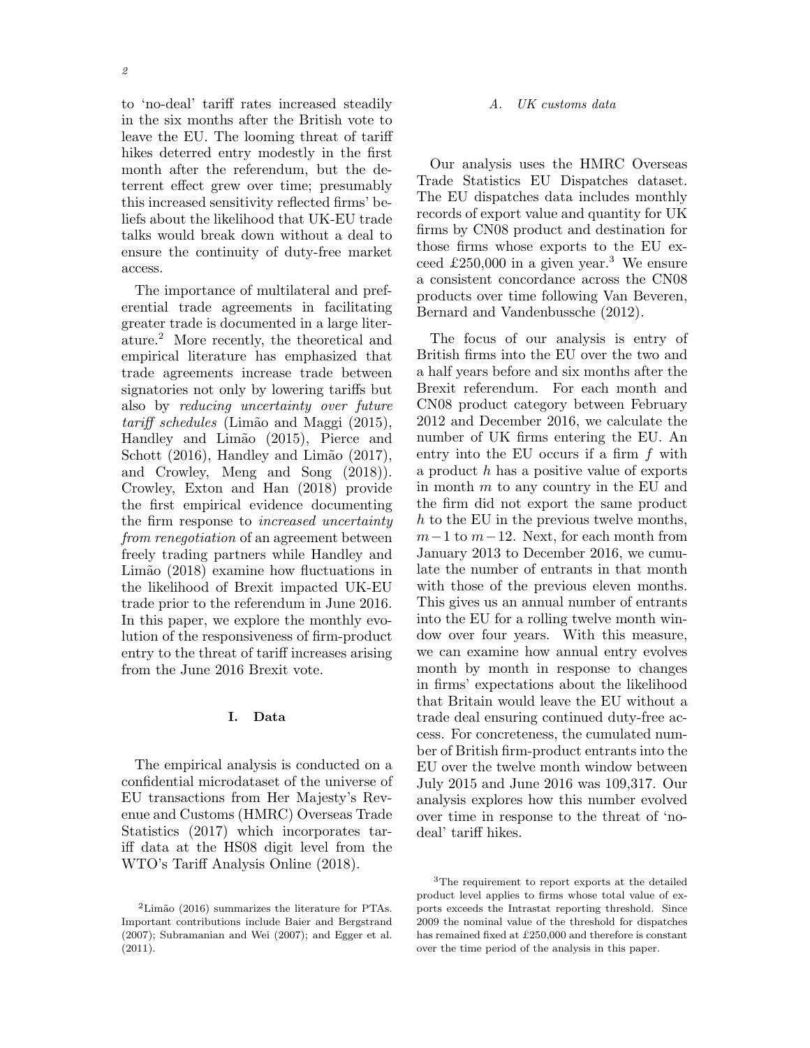to 'no-deal' tariff rates increased steadily in the six months after the British vote to leave the EU. The looming threat of tariff hikes deterred entry modestly in the first month after the referendum, but the deterrent effect grew over time; presumably this increased sensitivity reflected firms' beliefs about the likelihood that UK-EU trade talks would break down without a deal to ensure the continuity of duty-free market access.

The importance of multilateral and preferential trade agreements in facilitating greater trade is documented in a large literature.[2] More recently, the theoretical and empirical literature has emphasized that trade agreements increase trade between signatories not only by lowering tariffs but also by *reducing uncertainty over future tariff schedules* (Limão and Maggi (2015), Handley and Limão (2015), Pierce and Schott (2016), Handley and Limão (2017), and Crowley, Meng and Song (2018)). Crowley, Exton and Han (2018) provide the first empirical evidence documenting the firm response to *increased uncertainty from renegotiation* of an agreement between freely trading partners while Handley and Limão (2018) examine how fluctuations in the likelihood of Brexit impacted UK-EU trade prior to the referendum in June 2016. In this paper, we explore the monthly evolution of the responsiveness of firm-product entry to the threat of tariff increases arising from the June 2016 Brexit vote.

## I. Data

The empirical analysis is conducted on a confidential microdataset of the universe of EU transactions from Her Majesty's Revenue and Customs (HMRC) Overseas Trade Statistics (2017) which incorporates tariff data at the HS08 digit level from the WTO's Tariff Analysis Online (2018).

### *A. UK customs data*

Our analysis uses the HMRC Overseas Trade Statistics EU Dispatches dataset. The EU dispatches data includes monthly records of export value and quantity for UK firms by CN08 product and destination for those firms whose exports to the EU exceed £250,000 in a given year.[3] We ensure a consistent concordance across the CN08 products over time following Van Beveren, Bernard and Vandenbussche (2012).

The focus of our analysis is entry of British firms into the EU over the two and a half years before and six months after the Brexit referendum. For each month and CN08 product category between February 2012 and December 2016, we calculate the number of UK firms entering the EU. An entry into the EU occurs if a firm $f$ with a product $h$ has a positive value of exports in month $m$ to any country in the EU and the firm did not export the same product $h$ to the EU in the previous twelve months, $m-1$ to $m-12$. Next, for each month from January 2013 to December 2016, we cumulate the number of entrants in that month with those of the previous eleven months. This gives us an annual number of entrants into the EU for a rolling twelve month window over four years. With this measure, we can examine how annual entry evolves month by month in response to changes in firms' expectations about the likelihood that Britain would leave the EU without a trade deal ensuring continued duty-free access. For concreteness, the cumulated number of British firm-product entrants into the EU over the twelve month window between July 2015 and June 2016 was 109,317. Our analysis explores how this number evolved over time in response to the threat of 'no-deal' tariff hikes.

---

[2] Limão (2016) summarizes the literature for PTAs. Important contributions include Baier and Bergstrand (2007); Subramanian and Wei (2007); and Egger et al. (2011).

[3] The requirement to report exports at the detailed product level applies to firms whose total value of exports exceeds the Intrastat reporting threshold. Since 2009 the nominal value of the threshold for dispatches has remained fixed at £250,000 and therefore is constant over the time period of the analysis in this paper.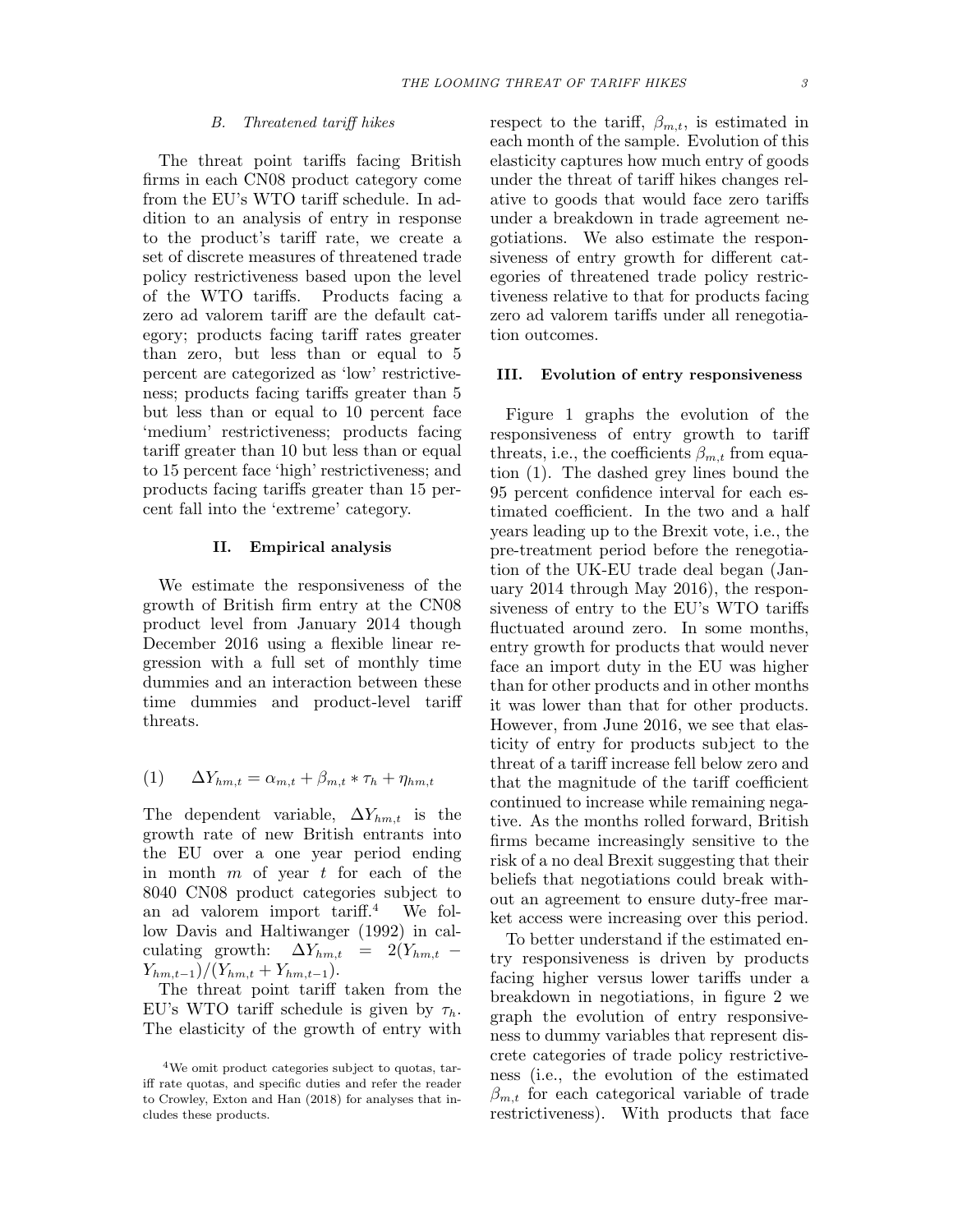### B. Threatened tariff hikes

The threat point tariffs facing British firms in each CN08 product category come from the EU's WTO tariff schedule. In addition to an analysis of entry in response to the product's tariff rate, we create a set of discrete measures of threatened trade policy restrictiveness based upon the level of the WTO tariffs. Products facing a zero ad valorem tariff are the default category; products facing tariff rates greater than zero, but less than or equal to 5 percent are categorized as 'low' restrictiveness; products facing tariffs greater than 5 but less than or equal to 10 percent face 'medium' restrictiveness; products facing tariff greater than 10 but less than or equal to 15 percent face 'high' restrictiveness; and products facing tariffs greater than 15 percent fall into the 'extreme' category.

## II. Empirical analysis

We estimate the responsiveness of the growth of British firm entry at the CN08 product level from January 2014 though December 2016 using a flexible linear regression with a full set of monthly time dummies and an interaction between these time dummies and product-level tariff threats.

$$\Delta Y_{hm,t} = \alpha_{m,t} + \beta_{m,t} * \tau_h + \eta_{hm,t} \tag{1}$$

The dependent variable, $\Delta Y_{hm,t}$ is the growth rate of new British entrants into the EU over a one year period ending in month $m$ of year $t$ for each of the 8040 CN08 product categories subject to an ad valorem import tariff.[4] We follow Davis and Haltiwanger (1992) in calculating growth: $\Delta Y_{hm,t} = 2(Y_{hm,t} - Y_{hm,t-1})/(Y_{hm,t} + Y_{hm,t-1})$.

The threat point tariff taken from the EU's WTO tariff schedule is given by $\tau_h$. The elasticity of the growth of entry with respect to the tariff, $\beta_{m,t}$, is estimated in each month of the sample. Evolution of this elasticity captures how much entry of goods under the threat of tariff hikes changes relative to goods that would face zero tariffs under a breakdown in trade agreement negotiations. We also estimate the responsiveness of entry growth for different categories of threatened trade policy restrictiveness relative to that for products facing zero ad valorem tariffs under all renegotiation outcomes.

## III. Evolution of entry responsiveness

Figure 1 graphs the evolution of the responsiveness of entry growth to tariff threats, i.e., the coefficients $\beta_{m,t}$ from equation (1). The dashed grey lines bound the 95 percent confidence interval for each estimated coefficient. In the two and a half years leading up to the Brexit vote, i.e., the pre-treatment period before the renegotiation of the UK-EU trade deal began (January 2014 through May 2016), the responsiveness of entry to the EU's WTO tariffs fluctuated around zero. In some months, entry growth for products that would never face an import duty in the EU was higher than for other products and in other months it was lower than that for other products. However, from June 2016, we see that elasticity of entry for products subject to the threat of a tariff increase fell below zero and that the magnitude of the tariff coefficient continued to increase while remaining negative. As the months rolled forward, British firms became increasingly sensitive to the risk of a no deal Brexit suggesting that their beliefs that negotiations could break without an agreement to ensure duty-free market access were increasing over this period.

To better understand if the estimated entry responsiveness is driven by products facing higher versus lower tariffs under a breakdown in negotiations, in figure 2 we graph the evolution of entry responsiveness to dummy variables that represent discrete categories of trade policy restrictiveness (i.e., the evolution of the estimated $\beta_{m,t}$ for each categorical variable of trade restrictiveness). With products that face

[4] We omit product categories subject to quotas, tariff rate quotas, and specific duties and refer the reader to Crowley, Exton and Han (2018) for analyses that includes these products.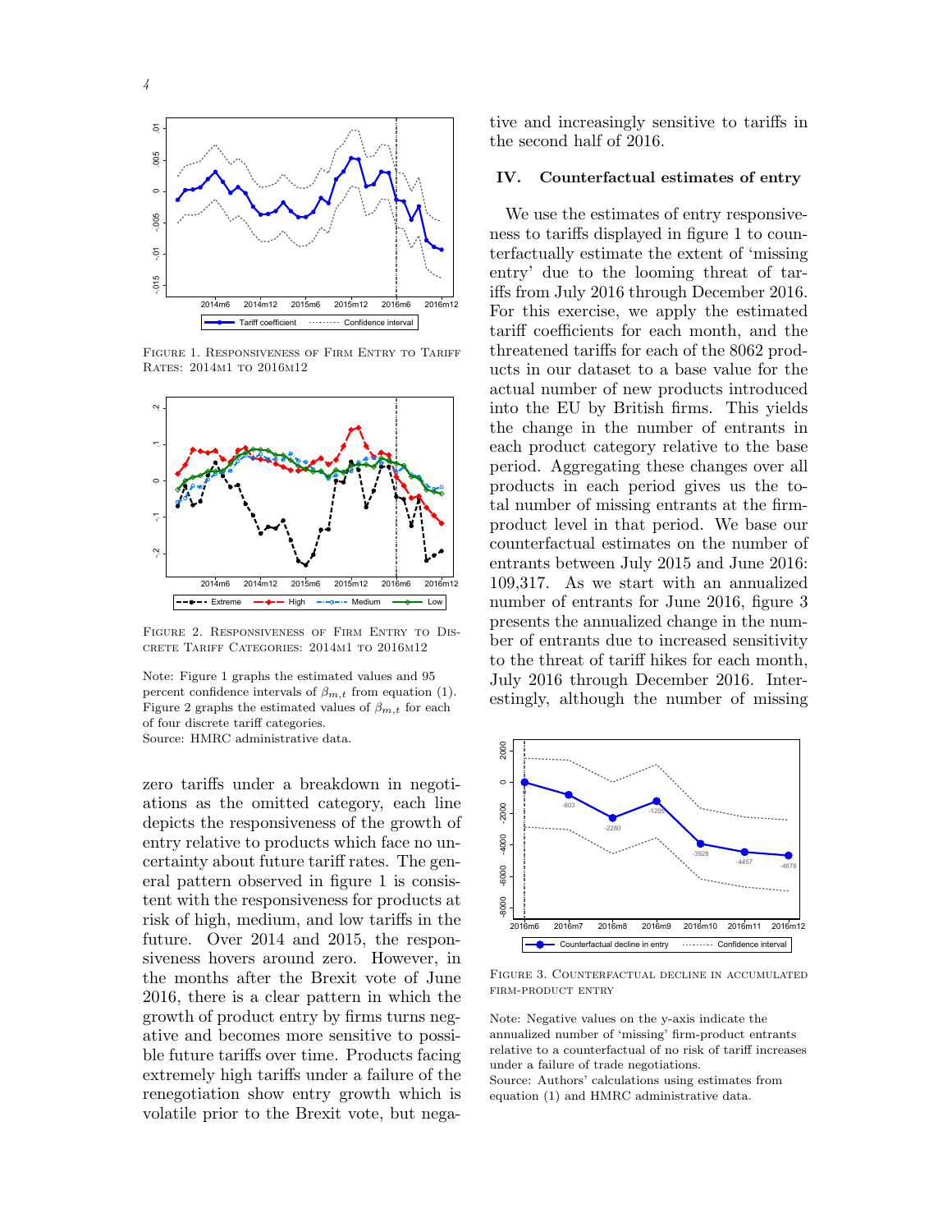Figure 1. Responsiveness of Firm Entry to Tariff Rates: 2014m1 to 2016m12

Figure 2. Responsiveness of Firm Entry to Discrete Tariff Categories: 2014m1 to 2016m12

Note: Figure 1 graphs the estimated values and 95 percent confidence intervals of $\beta_{m,t}$ from equation (1). Figure 2 graphs the estimated values of $\beta_{m,t}$ for each of four discrete tariff categories.
Source: HMRC administrative data.

zero tariffs under a breakdown in negotiations as the omitted category, each line depicts the responsiveness of the growth of entry relative to products which face no uncertainty about future tariff rates. The general pattern observed in figure 1 is consistent with the responsiveness for products at risk of high, medium, and low tariffs in the future. Over 2014 and 2015, the responsiveness hovers around zero. However, in the months after the Brexit vote of June 2016, there is a clear pattern in which the growth of product entry by firms turns negative and becomes more sensitive to possible future tariffs over time. Products facing extremely high tariffs under a failure of the renegotiation show entry growth which is volatile prior to the Brexit vote, but negative and increasingly sensitive to tariffs in the second half of 2016.

## IV. Counterfactual estimates of entry

We use the estimates of entry responsiveness to tariffs displayed in figure 1 to counterfactually estimate the extent of 'missing entry' due to the looming threat of tariffs from July 2016 through December 2016. For this exercise, we apply the estimated tariff coefficients for each month, and the threatened tariffs for each of the 8062 products in our dataset to a base value for the actual number of new products introduced into the EU by British firms. This yields the change in the number of entrants in each product category relative to the base period. Aggregating these changes over all products in each period gives us the total number of missing entrants at the firm-product level in that period. We base our counterfactual estimates on the number of entrants between July 2015 and June 2016: 109,317. As we start with an annualized number of entrants for June 2016, figure 3 presents the annualized change in the number of entrants due to increased sensitivity to the threat of tariff hikes for each month, July 2016 through December 2016. Interestingly, although the number of missing

Figure 3. Counterfactual decline in accumulated firm-product entry

Note: Negative values on the y-axis indicate the annualized number of 'missing' firm-product entrants relative to a counterfactual of no risk of tariff increases under a failure of trade negotiations.
Source: Authors' calculations using estimates from equation (1) and HMRC administrative data.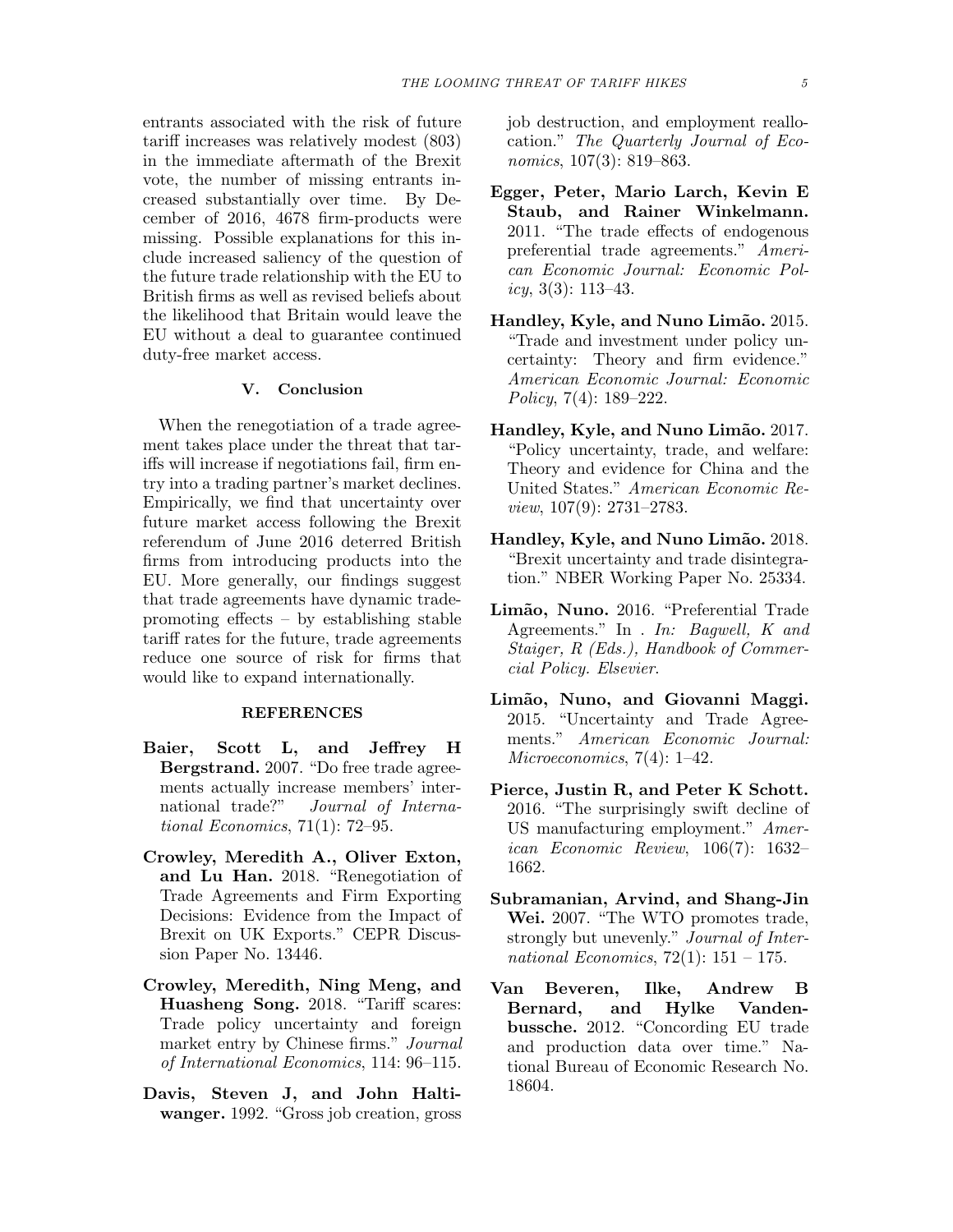entrants associated with the risk of future tariff increases was relatively modest (803) in the immediate aftermath of the Brexit vote, the number of missing entrants increased substantially over time. By December of 2016, 4678 firm-products were missing. Possible explanations for this include increased saliency of the question of the future trade relationship with the EU to British firms as well as revised beliefs about the likelihood that Britain would leave the EU without a deal to guarantee continued duty-free market access.

## V. Conclusion

When the renegotiation of a trade agreement takes place under the threat that tariffs will increase if negotiations fail, firm entry into a trading partner's market declines. Empirically, we find that uncertainty over future market access following the Brexit referendum of June 2016 deterred British firms from introducing products into the EU. More generally, our findings suggest that trade agreements have dynamic trade-promoting effects – by establishing stable tariff rates for the future, trade agreements reduce one source of risk for firms that would like to expand internationally.

## REFERENCES

**Baier, Scott L, and Jeffrey H Bergstrand.** 2007. "Do free trade agreements actually increase members' international trade?" *Journal of International Economics*, 71(1): 72–95.

**Crowley, Meredith A., Oliver Exton, and Lu Han.** 2018. "Renegotiation of Trade Agreements and Firm Exporting Decisions: Evidence from the Impact of Brexit on UK Exports." CEPR Discussion Paper No. 13446.

**Crowley, Meredith, Ning Meng, and Huasheng Song.** 2018. "Tariff scares: Trade policy uncertainty and foreign market entry by Chinese firms." *Journal of International Economics*, 114: 96–115.

**Davis, Steven J, and John Haltiwanger.** 1992. "Gross job creation, gross job destruction, and employment reallocation." *The Quarterly Journal of Economics*, 107(3): 819–863.

**Egger, Peter, Mario Larch, Kevin E Staub, and Rainer Winkelmann.** 2011. "The trade effects of endogenous preferential trade agreements." *American Economic Journal: Economic Policy*, 3(3): 113–43.

**Handley, Kyle, and Nuno Limão.** 2015. "Trade and investment under policy uncertainty: Theory and firm evidence." *American Economic Journal: Economic Policy*, 7(4): 189–222.

**Handley, Kyle, and Nuno Limão.** 2017. "Policy uncertainty, trade, and welfare: Theory and evidence for China and the United States." *American Economic Review*, 107(9): 2731–2783.

**Handley, Kyle, and Nuno Limão.** 2018. "Brexit uncertainty and trade disintegration." NBER Working Paper No. 25334.

**Limão, Nuno.** 2016. "Preferential Trade Agreements." In . *In: Bagwell, K and Staiger, R (Eds.), Handbook of Commercial Policy. Elsevier.*

**Limão, Nuno, and Giovanni Maggi.** 2015. "Uncertainty and Trade Agreements." *American Economic Journal: Microeconomics*, 7(4): 1–42.

**Pierce, Justin R, and Peter K Schott.** 2016. "The surprisingly swift decline of US manufacturing employment." *American Economic Review*, 106(7): 1632–1662.

**Subramanian, Arvind, and Shang-Jin Wei.** 2007. "The WTO promotes trade, strongly but unevenly." *Journal of International Economics*, 72(1): 151 – 175.

**Van Beveren, Ilke, Andrew B Bernard, and Hylke Vandenbussche.** 2012. "Concording EU trade and production data over time." National Bureau of Economic Research No. 18604.